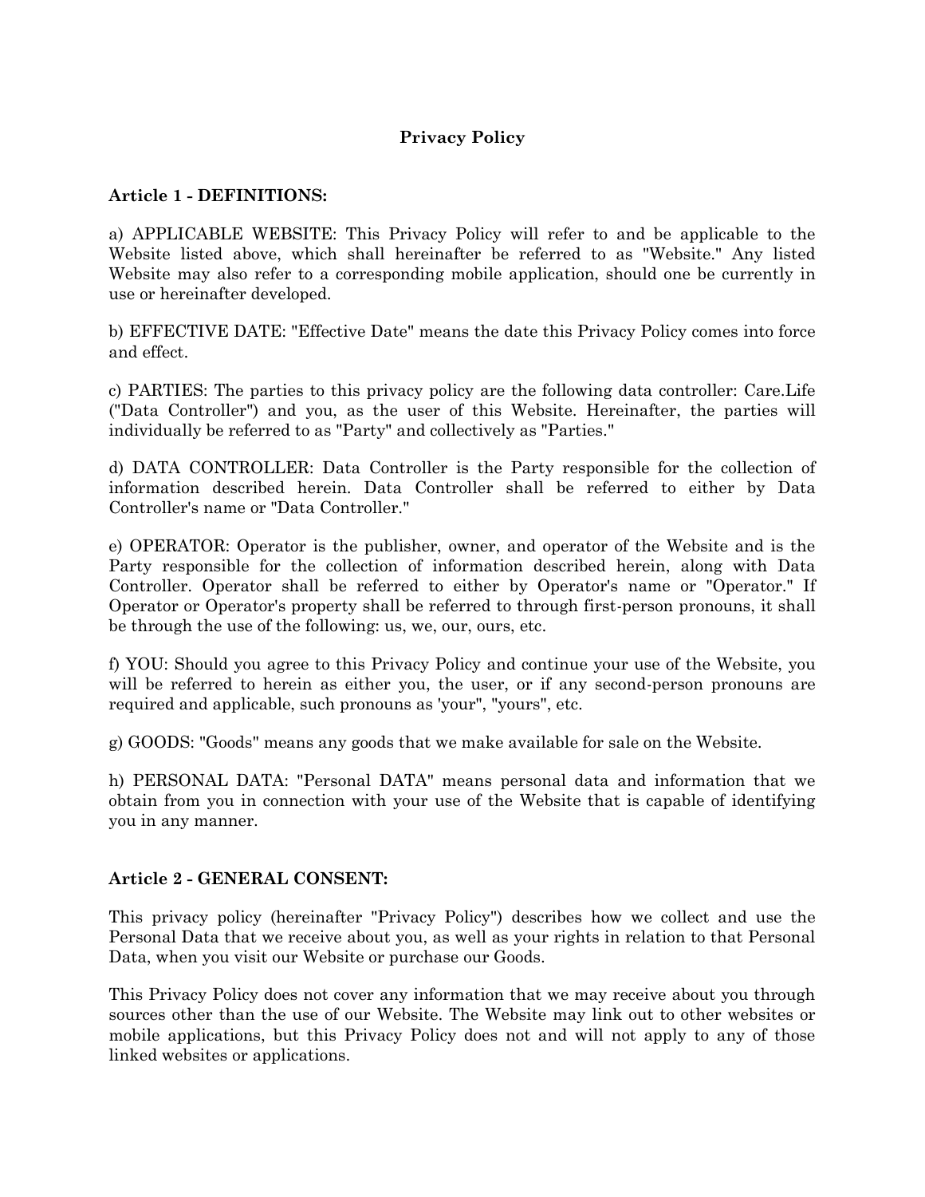# Privacy Policy

## Article 1 - DEFINITIONS:

a) APPLICABLE WEBSITE: This Privacy Policy will refer to and be applicable to the Website listed above, which shall hereinafter be referred to as "Website." Any listed Website may also refer to a corresponding mobile application, should one be currently in use or hereinafter developed.

b) EFFECTIVE DATE: "Effective Date" means the date this Privacy Policy comes into force and effect.

c) PARTIES: The parties to this privacy policy are the following data controller: Care.Life ("Data Controller") and you, as the user of this Website. Hereinafter, the parties will individually be referred to as "Party" and collectively as "Parties."

d) DATA CONTROLLER: Data Controller is the Party responsible for the collection of information described herein. Data Controller shall be referred to either by Data Controller's name or "Data Controller."

e) OPERATOR: Operator is the publisher, owner, and operator of the Website and is the Party responsible for the collection of information described herein, along with Data Controller. Operator shall be referred to either by Operator's name or "Operator." If Operator or Operator's property shall be referred to through first-person pronouns, it shall be through the use of the following: us, we, our, ours, etc.

f) YOU: Should you agree to this Privacy Policy and continue your use of the Website, you will be referred to herein as either you, the user, or if any second-person pronouns are required and applicable, such pronouns as 'your", "yours", etc.

g) GOODS: "Goods" means any goods that we make available for sale on the Website.

h) PERSONAL DATA: "Personal DATA" means personal data and information that we obtain from you in connection with your use of the Website that is capable of identifying you in any manner.

## Article 2 - GENERAL CONSENT:

This privacy policy (hereinafter "Privacy Policy") describes how we collect and use the Personal Data that we receive about you, as well as your rights in relation to that Personal Data, when you visit our Website or purchase our Goods.

This Privacy Policy does not cover any information that we may receive about you through sources other than the use of our Website. The Website may link out to other websites or mobile applications, but this Privacy Policy does not and will not apply to any of those linked websites or applications.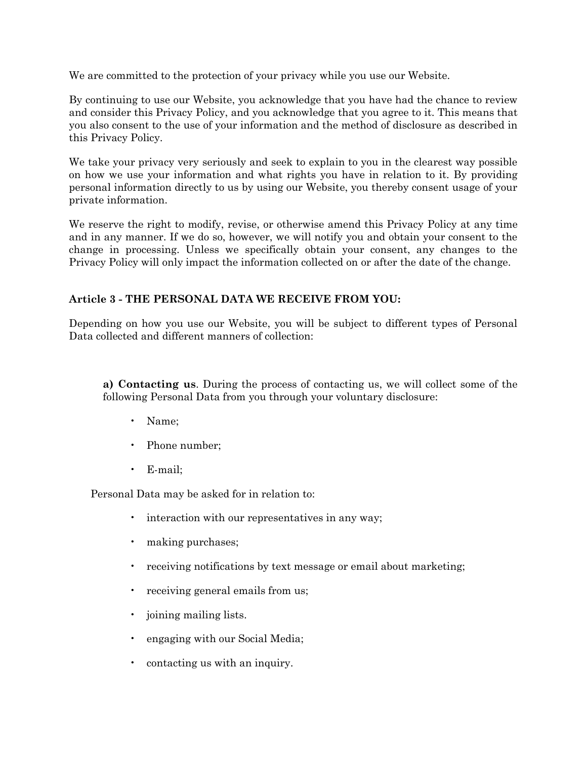We are committed to the protection of your privacy while you use our Website.

By continuing to use our Website, you acknowledge that you have had the chance to review and consider this Privacy Policy, and you acknowledge that you agree to it. This means that you also consent to the use of your information and the method of disclosure as described in this Privacy Policy.

We take your privacy very seriously and seek to explain to you in the clearest way possible on how we use your information and what rights you have in relation to it. By providing personal information directly to us by using our Website, you thereby consent usage of your private information.

We reserve the right to modify, revise, or otherwise amend this Privacy Policy at any time and in any manner. If we do so, however, we will notify you and obtain your consent to the change in processing. Unless we specifically obtain your consent, any changes to the Privacy Policy will only impact the information collected on or after the date of the change.

### Article 3 - THE PERSONAL DATA WE RECEIVE FROM YOU:

Depending on how you use our Website, you will be subject to different types of Personal Data collected and different manners of collection:

**a) Contacting us**. During the process of contacting us, we will collect some of the following Personal Data from you through your voluntary disclosure:

- Name;
- Phone number;
- E-mail;

Personal Data may be asked for in relation to:

- interaction with our representatives in any way;
- making purchases;
- receiving notifications by text message or email about marketing;
- receiving general emails from us;
- joining mailing lists.
- engaging with our Social Media;
- contacting us with an inquiry.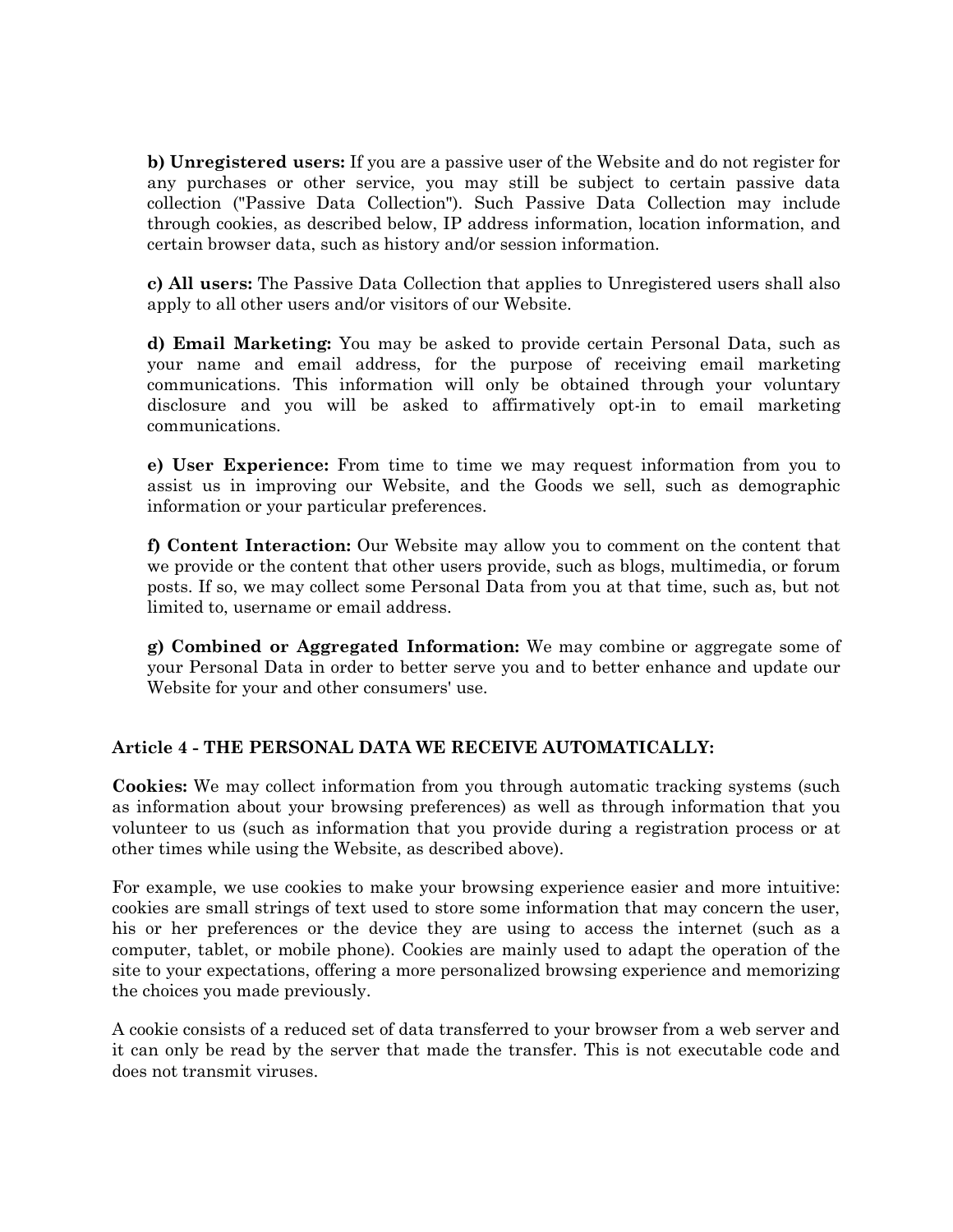**b) Unregistered users:** If you are a passive user of the Website and do not register for any purchases or other service, you may still be subject to certain passive data collection ("Passive Data Collection"). Such Passive Data Collection may include through cookies, as described below, IP address information, location information, and certain browser data, such as history and/or session information.

**c) All users:** The Passive Data Collection that applies to Unregistered users shall also apply to all other users and/or visitors of our Website.

**d) Email Marketing:** You may be asked to provide certain Personal Data, such as your name and email address, for the purpose of receiving email marketing communications. This information will only be obtained through your voluntary disclosure and you will be asked to affirmatively opt-in to email marketing communications.

**e) User Experience:** From time to time we may request information from you to assist us in improving our Website, and the Goods we sell, such as demographic information or your particular preferences.

**f) Content Interaction:** Our Website may allow you to comment on the content that we provide or the content that other users provide, such as blogs, multimedia, or forum posts. If so, we may collect some Personal Data from you at that time, such as, but not limited to, username or email address.

**g) Combined or Aggregated Information:** We may combine or aggregate some of your Personal Data in order to better serve you and to better enhance and update our Website for your and other consumers' use.

### Article 4 - THE PERSONAL DATA WE RECEIVE AUTOMATICALLY:

**Cookies:** We may collect information from you through automatic tracking systems (such as information about your browsing preferences) as well as through information that you volunteer to us (such as information that you provide during a registration process or at other times while using the Website, as described above).

For example, we use cookies to make your browsing experience easier and more intuitive: cookies are small strings of text used to store some information that may concern the user, his or her preferences or the device they are using to access the internet (such as a computer, tablet, or mobile phone). Cookies are mainly used to adapt the operation of the site to your expectations, offering a more personalized browsing experience and memorizing the choices you made previously.

A cookie consists of a reduced set of data transferred to your browser from a web server and it can only be read by the server that made the transfer. This is not executable code and does not transmit viruses.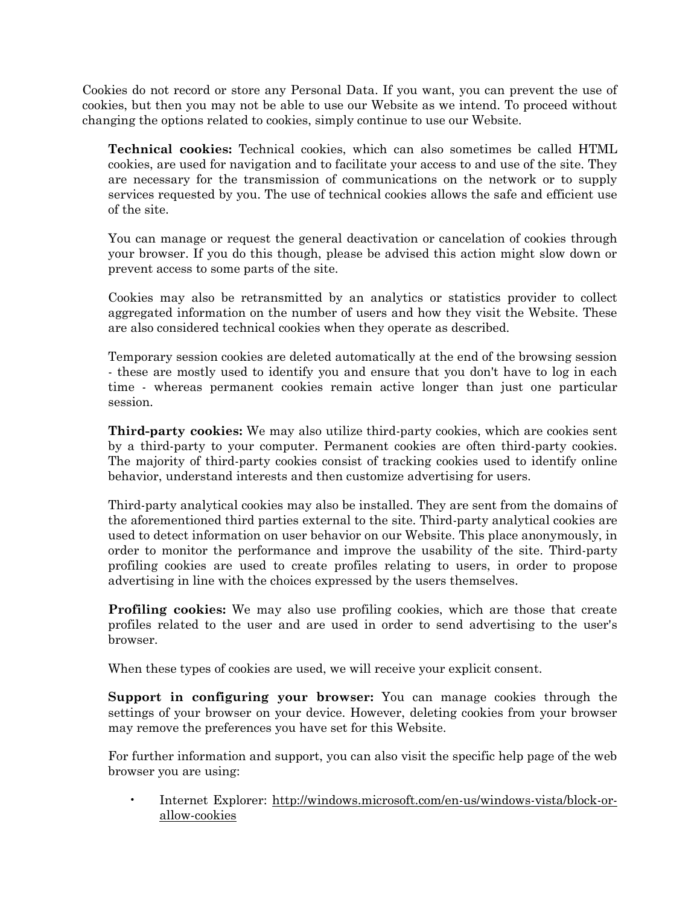Cookies do not record or store any Personal Data. If you want, you can prevent the use of cookies, but then you may not be able to use our Website as we intend. To proceed without changing the options related to cookies, simply continue to use our Website.

**Technical cookies:** Technical cookies, which can also sometimes be called HTML cookies, are used for navigation and to facilitate your access to and use of the site. They are necessary for the transmission of communications on the network or to supply services requested by you. The use of technical cookies allows the safe and efficient use of the site.

You can manage or request the general deactivation or cancelation of cookies through your browser. If you do this though, please be advised this action might slow down or prevent access to some parts of the site.

Cookies may also be retransmitted by an analytics or statistics provider to collect aggregated information on the number of users and how they visit the Website. These are also considered technical cookies when they operate as described.

Temporary session cookies are deleted automatically at the end of the browsing session - these are mostly used to identify you and ensure that you don't have to log in each time - whereas permanent cookies remain active longer than just one particular session.

**Third-party cookies:** We may also utilize third-party cookies, which are cookies sent by a third-party to your computer. Permanent cookies are often third-party cookies. The majority of third-party cookies consist of tracking cookies used to identify online behavior, understand interests and then customize advertising for users.

Third-party analytical cookies may also be installed. They are sent from the domains of the aforementioned third parties external to the site. Third-party analytical cookies are used to detect information on user behavior on our Website. This place anonymously, in order to monitor the performance and improve the usability of the site. Third-party profiling cookies are used to create profiles relating to users, in order to propose advertising in line with the choices expressed by the users themselves.

**Profiling cookies:** We may also use profiling cookies, which are those that create profiles related to the user and are used in order to send advertising to the user's browser.

When these types of cookies are used, we will receive your explicit consent.

**Support in configuring your browser:** You can manage cookies through the settings of your browser on your device. However, deleting cookies from your browser may remove the preferences you have set for this Website.

For further information and support, you can also visit the specific help page of the web browser you are using:

- Internet Explorer: http://windows.microsoft.com/en-us/windows-vista/block-or-allow-cookies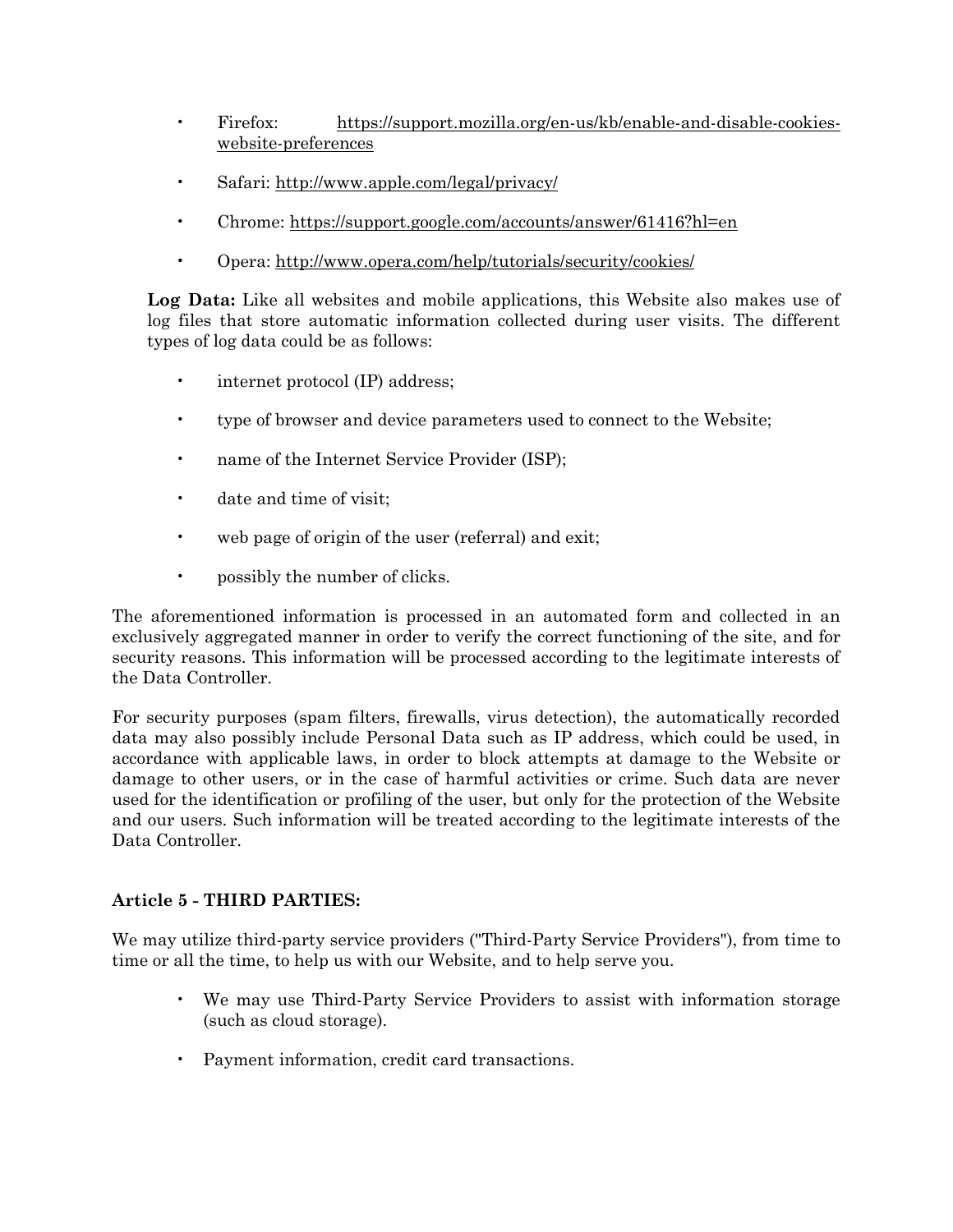- Firefox: https://support.mozilla.org/en-us/kb/enable-and-disable-cookies-website-preferences
- Safari: http://www.apple.com/legal/privacy/
- Chrome: https://support.google.com/accounts/answer/61416?hl=en
- Opera: http://www.opera.com/help/tutorials/security/cookies/

**Log Data:** Like all websites and mobile applications, this Website also makes use of log files that store automatic information collected during user visits. The different types of log data could be as follows:

- internet protocol (IP) address;
- type of browser and device parameters used to connect to the Website;
- name of the Internet Service Provider (ISP);
- date and time of visit;
- web page of origin of the user (referral) and exit;
- possibly the number of clicks.

The aforementioned information is processed in an automated form and collected in an exclusively aggregated manner in order to verify the correct functioning of the site, and for security reasons. This information will be processed according to the legitimate interests of the Data Controller.

For security purposes (spam filters, firewalls, virus detection), the automatically recorded data may also possibly include Personal Data such as IP address, which could be used, in accordance with applicable laws, in order to block attempts at damage to the Website or damage to other users, or in the case of harmful activities or crime. Such data are never used for the identification or profiling of the user, but only for the protection of the Website and our users. Such information will be treated according to the legitimate interests of the Data Controller.

**Article 5 - THIRD PARTIES:**

We may utilize third-party service providers ("Third-Party Service Providers"), from time to time or all the time, to help us with our Website, and to help serve you.

- We may use Third-Party Service Providers to assist with information storage (such as cloud storage).
- Payment information, credit card transactions.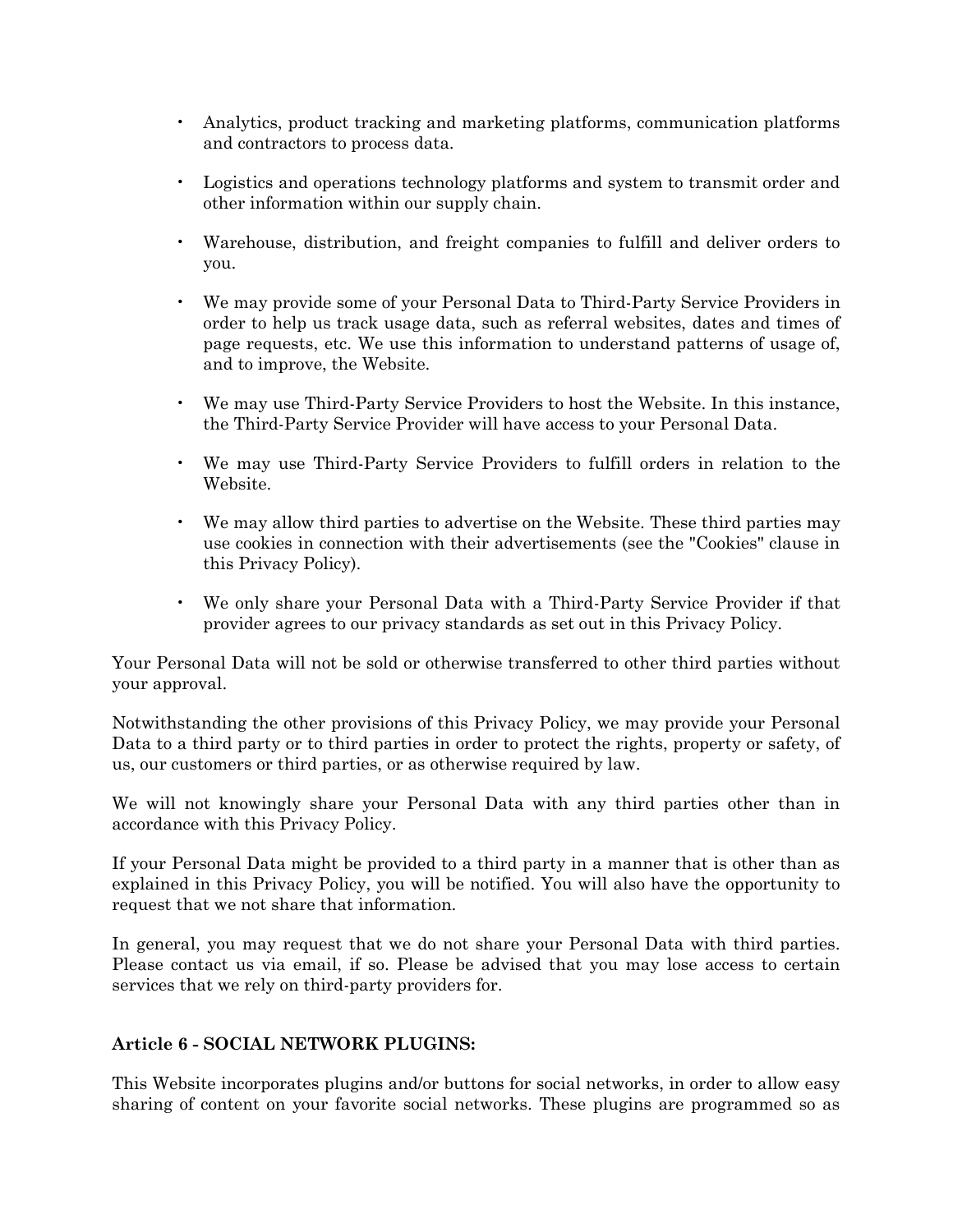- Analytics, product tracking and marketing platforms, communication platforms and contractors to process data.

- Logistics and operations technology platforms and system to transmit order and other information within our supply chain.

- Warehouse, distribution, and freight companies to fulfill and deliver orders to you.

- We may provide some of your Personal Data to Third-Party Service Providers in order to help us track usage data, such as referral websites, dates and times of page requests, etc. We use this information to understand patterns of usage of, and to improve, the Website.

- We may use Third-Party Service Providers to host the Website. In this instance, the Third-Party Service Provider will have access to your Personal Data.

- We may use Third-Party Service Providers to fulfill orders in relation to the Website.

- We may allow third parties to advertise on the Website. These third parties may use cookies in connection with their advertisements (see the "Cookies" clause in this Privacy Policy).

- We only share your Personal Data with a Third-Party Service Provider if that provider agrees to our privacy standards as set out in this Privacy Policy.

Your Personal Data will not be sold or otherwise transferred to other third parties without your approval.

Notwithstanding the other provisions of this Privacy Policy, we may provide your Personal Data to a third party or to third parties in order to protect the rights, property or safety, of us, our customers or third parties, or as otherwise required by law.

We will not knowingly share your Personal Data with any third parties other than in accordance with this Privacy Policy.

If your Personal Data might be provided to a third party in a manner that is other than as explained in this Privacy Policy, you will be notified. You will also have the opportunity to request that we not share that information.

In general, you may request that we do not share your Personal Data with third parties. Please contact us via email, if so. Please be advised that you may lose access to certain services that we rely on third-party providers for.

**Article 6 - SOCIAL NETWORK PLUGINS:**

This Website incorporates plugins and/or buttons for social networks, in order to allow easy sharing of content on your favorite social networks. These plugins are programmed so as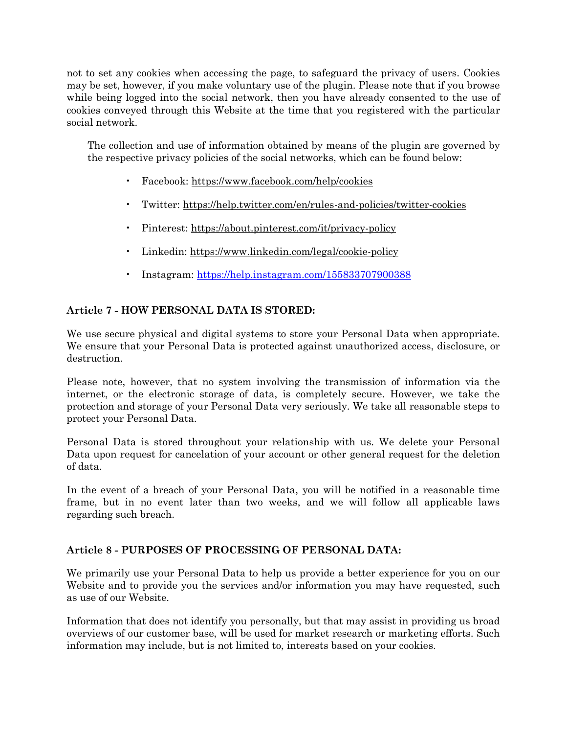not to set any cookies when accessing the page, to safeguard the privacy of users. Cookies may be set, however, if you make voluntary use of the plugin. Please note that if you browse while being logged into the social network, then you have already consented to the use of cookies conveyed through this Website at the time that you registered with the particular social network.

The collection and use of information obtained by means of the plugin are governed by the respective privacy policies of the social networks, which can be found below:

- Facebook: https://www.facebook.com/help/cookies
- Twitter: https://help.twitter.com/en/rules-and-policies/twitter-cookies
- Pinterest: https://about.pinterest.com/it/privacy-policy
- Linkedin: https://www.linkedin.com/legal/cookie-policy
- Instagram: https://help.instagram.com/155833707900388

**Article 7 - HOW PERSONAL DATA IS STORED:**

We use secure physical and digital systems to store your Personal Data when appropriate. We ensure that your Personal Data is protected against unauthorized access, disclosure, or destruction.

Please note, however, that no system involving the transmission of information via the internet, or the electronic storage of data, is completely secure. However, we take the protection and storage of your Personal Data very seriously. We take all reasonable steps to protect your Personal Data.

Personal Data is stored throughout your relationship with us. We delete your Personal Data upon request for cancelation of your account or other general request for the deletion of data.

In the event of a breach of your Personal Data, you will be notified in a reasonable time frame, but in no event later than two weeks, and we will follow all applicable laws regarding such breach.

**Article 8 - PURPOSES OF PROCESSING OF PERSONAL DATA:**

We primarily use your Personal Data to help us provide a better experience for you on our Website and to provide you the services and/or information you may have requested, such as use of our Website.

Information that does not identify you personally, but that may assist in providing us broad overviews of our customer base, will be used for market research or marketing efforts. Such information may include, but is not limited to, interests based on your cookies.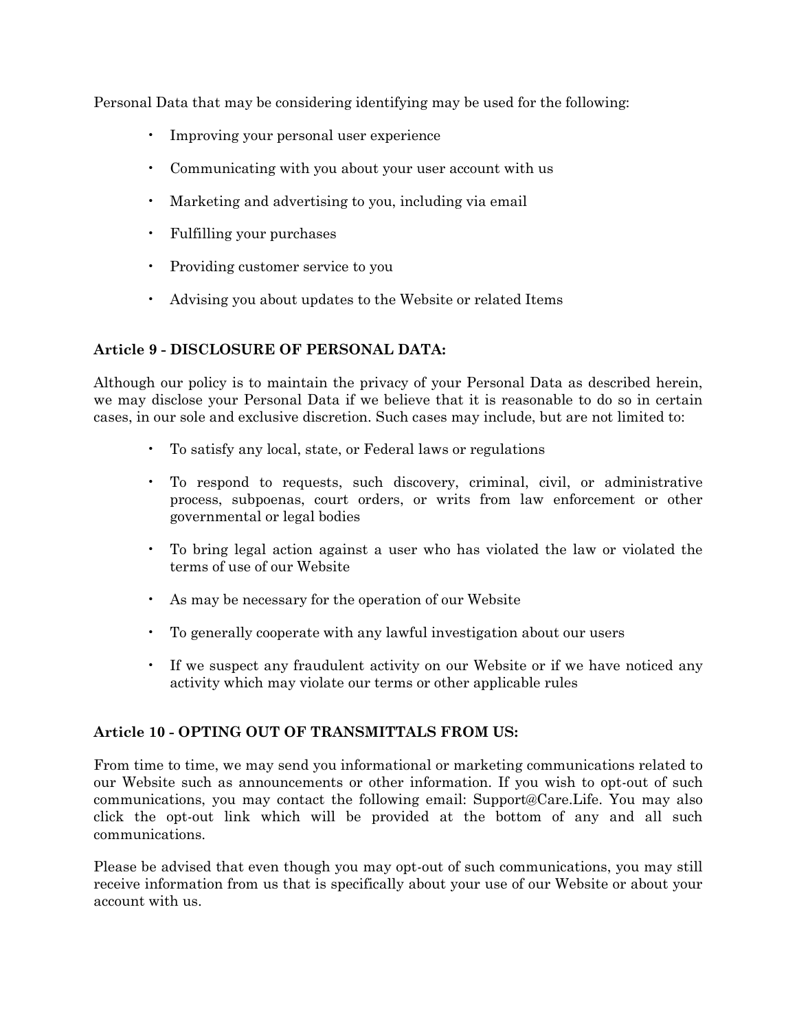Personal Data that may be considering identifying may be used for the following:

- Improving your personal user experience
- Communicating with you about your user account with us
- Marketing and advertising to you, including via email
- Fulfilling your purchases
- Providing customer service to you
- Advising you about updates to the Website or related Items

**Article 9 - DISCLOSURE OF PERSONAL DATA:**

Although our policy is to maintain the privacy of your Personal Data as described herein, we may disclose your Personal Data if we believe that it is reasonable to do so in certain cases, in our sole and exclusive discretion. Such cases may include, but are not limited to:

- To satisfy any local, state, or Federal laws or regulations
- To respond to requests, such discovery, criminal, civil, or administrative process, subpoenas, court orders, or writs from law enforcement or other governmental or legal bodies
- To bring legal action against a user who has violated the law or violated the terms of use of our Website
- As may be necessary for the operation of our Website
- To generally cooperate with any lawful investigation about our users
- If we suspect any fraudulent activity on our Website or if we have noticed any activity which may violate our terms or other applicable rules

**Article 10 - OPTING OUT OF TRANSMITTALS FROM US:**

From time to time, we may send you informational or marketing communications related to our Website such as announcements or other information. If you wish to opt-out of such communications, you may contact the following email: Support@Care.Life. You may also click the opt-out link which will be provided at the bottom of any and all such communications.

Please be advised that even though you may opt-out of such communications, you may still receive information from us that is specifically about your use of our Website or about your account with us.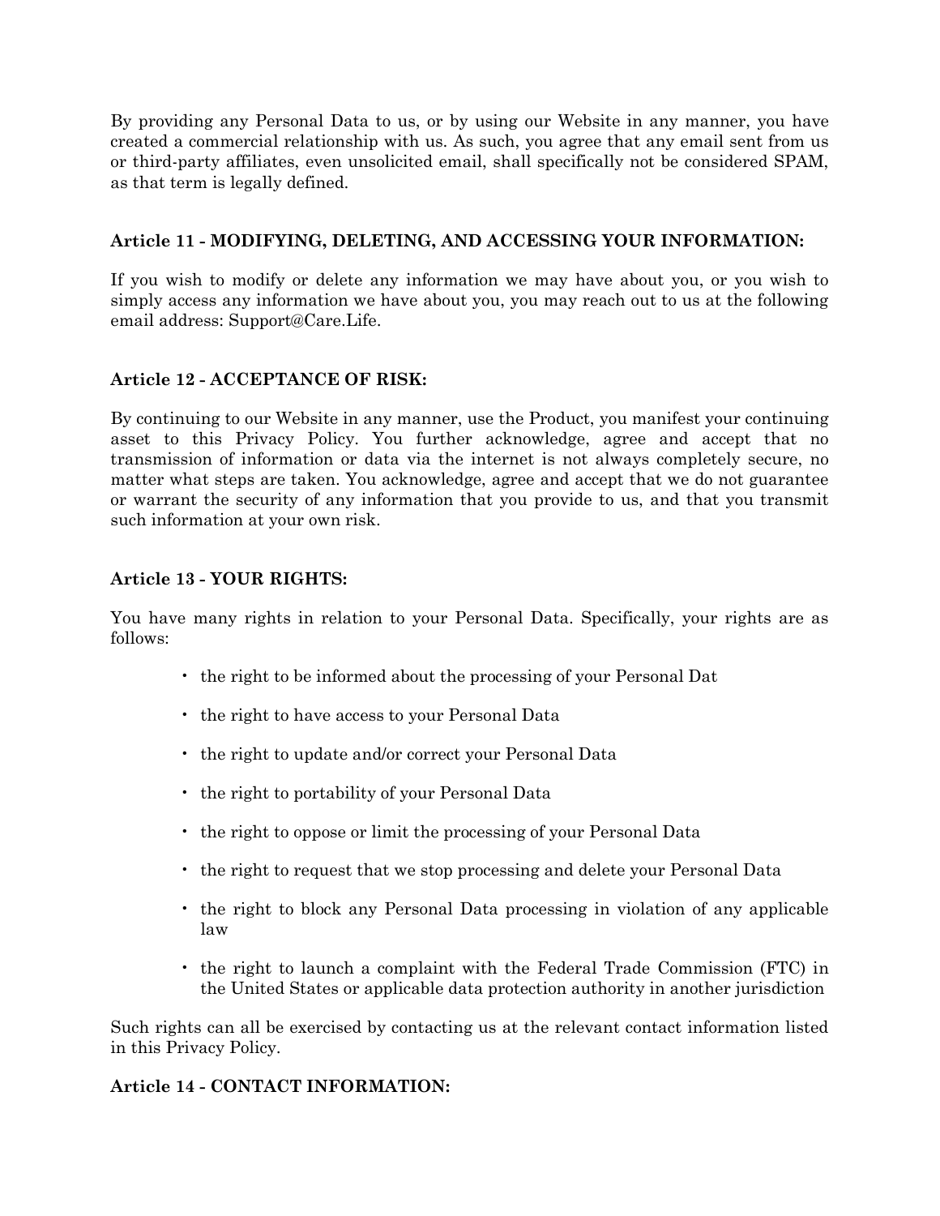By providing any Personal Data to us, or by using our Website in any manner, you have created a commercial relationship with us. As such, you agree that any email sent from us or third-party affiliates, even unsolicited email, shall specifically not be considered SPAM, as that term is legally defined.

**Article 11 - MODIFYING, DELETING, AND ACCESSING YOUR INFORMATION:**

If you wish to modify or delete any information we may have about you, or you wish to simply access any information we have about you, you may reach out to us at the following email address: Support@Care.Life.

**Article 12 - ACCEPTANCE OF RISK:**

By continuing to our Website in any manner, use the Product, you manifest your continuing asset to this Privacy Policy. You further acknowledge, agree and accept that no transmission of information or data via the internet is not always completely secure, no matter what steps are taken. You acknowledge, agree and accept that we do not guarantee or warrant the security of any information that you provide to us, and that you transmit such information at your own risk.

**Article 13 - YOUR RIGHTS:**

You have many rights in relation to your Personal Data. Specifically, your rights are as follows:

- the right to be informed about the processing of your Personal Dat
- the right to have access to your Personal Data
- the right to update and/or correct your Personal Data
- the right to portability of your Personal Data
- the right to oppose or limit the processing of your Personal Data
- the right to request that we stop processing and delete your Personal Data
- the right to block any Personal Data processing in violation of any applicable law
- the right to launch a complaint with the Federal Trade Commission (FTC) in the United States or applicable data protection authority in another jurisdiction

Such rights can all be exercised by contacting us at the relevant contact information listed in this Privacy Policy.

**Article 14 - CONTACT INFORMATION:**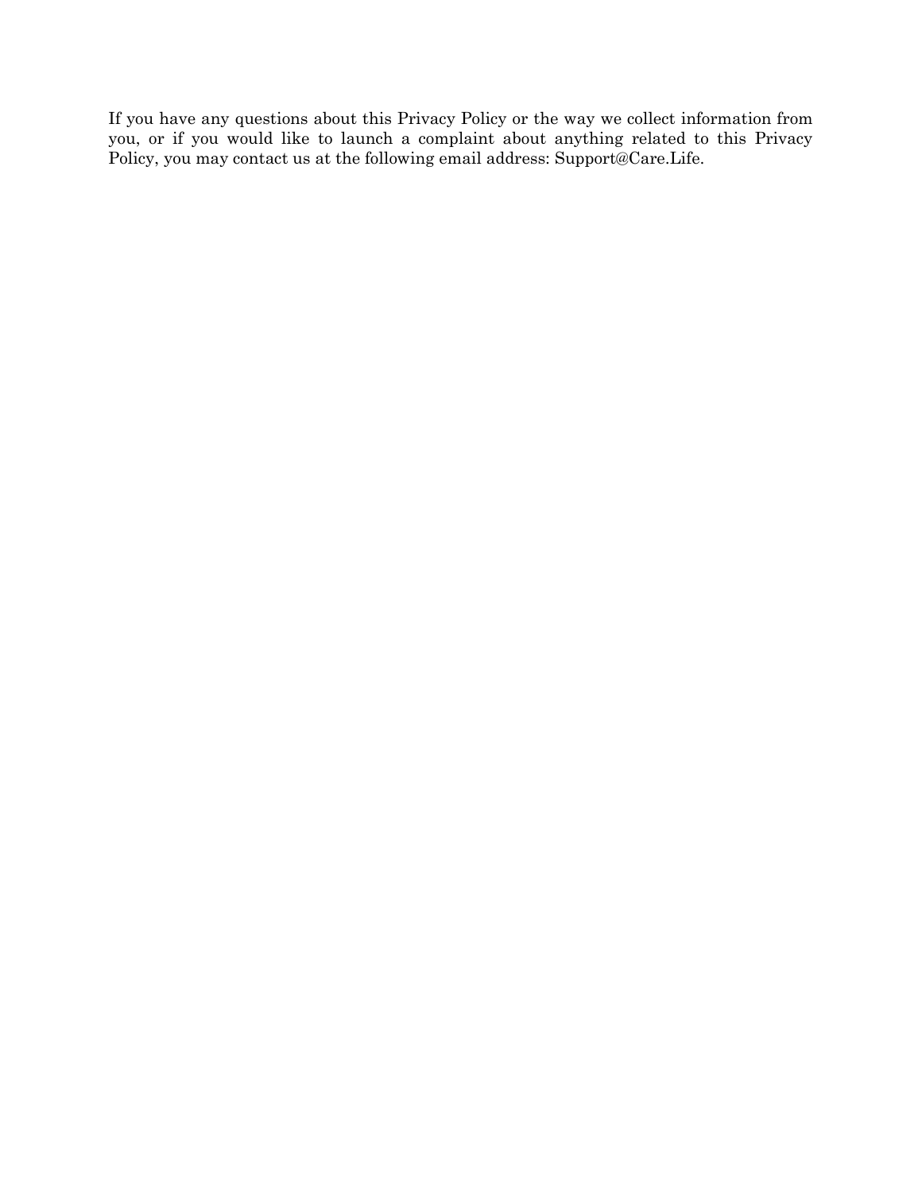If you have any questions about this Privacy Policy or the way we collect information from you, or if you would like to launch a complaint about anything related to this Privacy Policy, you may contact us at the following email address: Support@Care.Life.